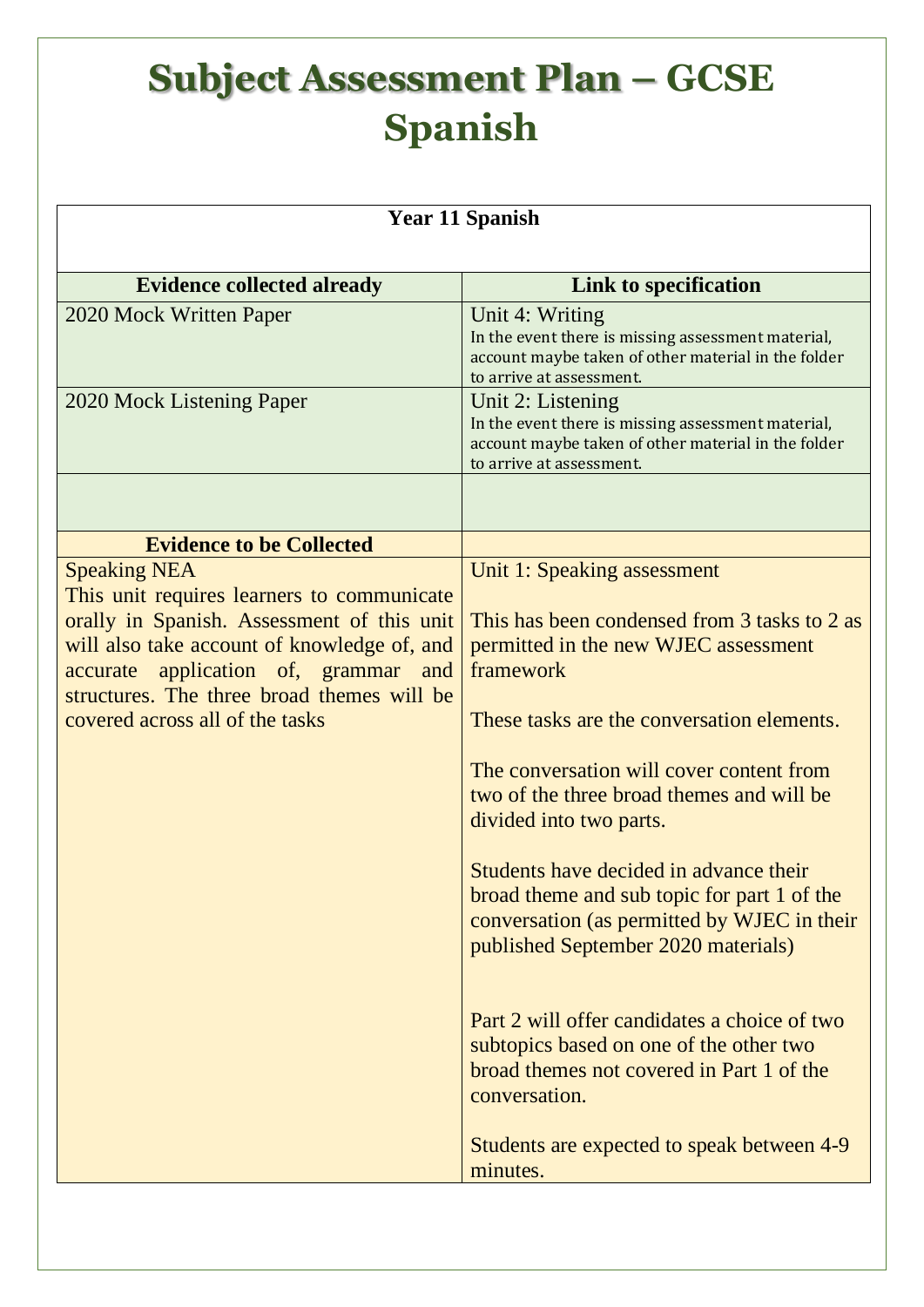# Subject Assessment Plan – GCSE Spanish

| Year 11 Spanish | |
|---|---|
| **Evidence collected already** | **Link to specification** |
| 2020 Mock Written Paper | Unit 4: Writing<br>In the event there is missing assessment material, account maybe taken of other material in the folder to arrive at assessment. |
| 2020 Mock Listening Paper | Unit 2: Listening<br>In the event there is missing assessment material, account maybe taken of other material in the folder to arrive at assessment. |
| | |
| **Evidence to be Collected** | |
| Speaking NEA<br>This unit requires learners to communicate orally in Spanish. Assessment of this unit will also take account of knowledge of, and accurate application of, grammar and structures. The three broad themes will be covered across all of the tasks | Unit 1: Speaking assessment<br><br>This has been condensed from 3 tasks to 2 as permitted in the new WJEC assessment framework<br><br>These tasks are the conversation elements.<br><br>The conversation will cover content from two of the three broad themes and will be divided into two parts.<br><br>Students have decided in advance their broad theme and sub topic for part 1 of the conversation (as permitted by WJEC in their published September 2020 materials)<br><br>Part 2 will offer candidates a choice of two subtopics based on one of the other two broad themes not covered in Part 1 of the conversation.<br><br>Students are expected to speak between 4-9 minutes. |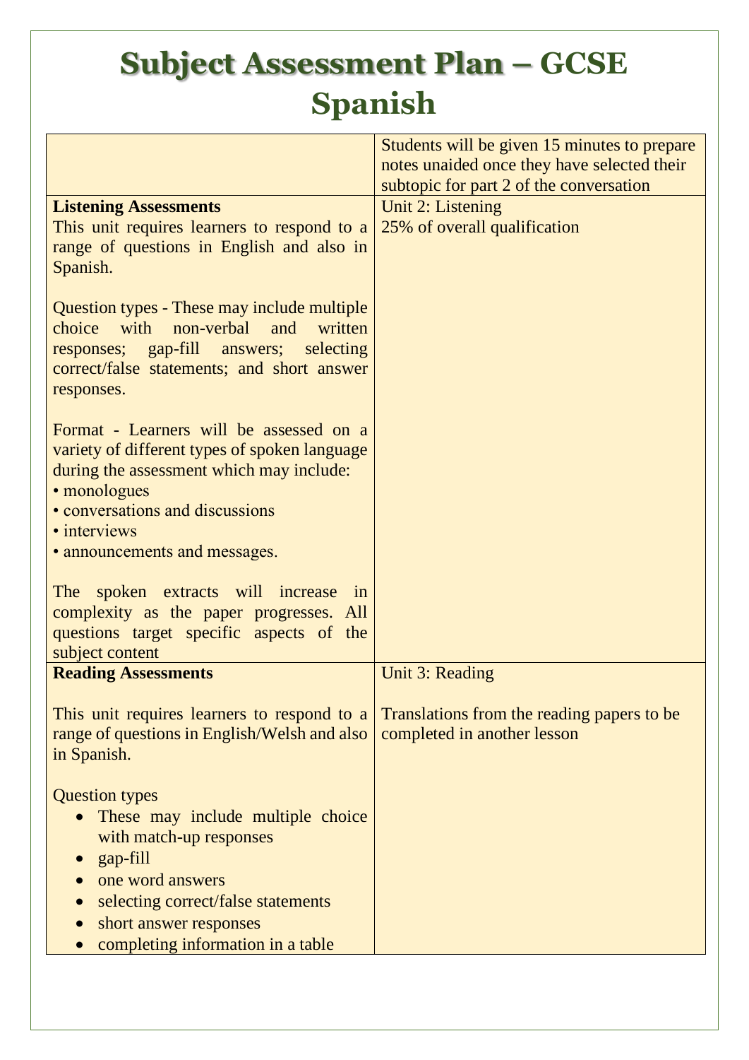# Subject Assessment Plan – GCSE Spanish

| | |
|---|---|
| | Students will be given 15 minutes to prepare notes unaided once they have selected their subtopic for part 2 of the conversation |
| **Listening Assessments**<br>This unit requires learners to respond to a range of questions in English and also in Spanish.<br><br>Question types - These may include multiple choice with non-verbal and written responses; gap-fill answers; selecting correct/false statements; and short answer responses.<br><br>Format - Learners will be assessed on a variety of different types of spoken language during the assessment which may include:<br>• monologues<br>• conversations and discussions<br>• interviews<br>• announcements and messages.<br><br>The spoken extracts will increase in complexity as the paper progresses. All questions target specific aspects of the subject content | Unit 2: Listening<br>25% of overall qualification |
| **Reading Assessments**<br><br>This unit requires learners to respond to a range of questions in English/Welsh and also in Spanish.<br><br>Question types<br>• These may include multiple choice with match-up responses<br>• gap-fill<br>• one word answers<br>• selecting correct/false statements<br>• short answer responses<br>• completing information in a table | Unit 3: Reading<br><br>Translations from the reading papers to be completed in another lesson |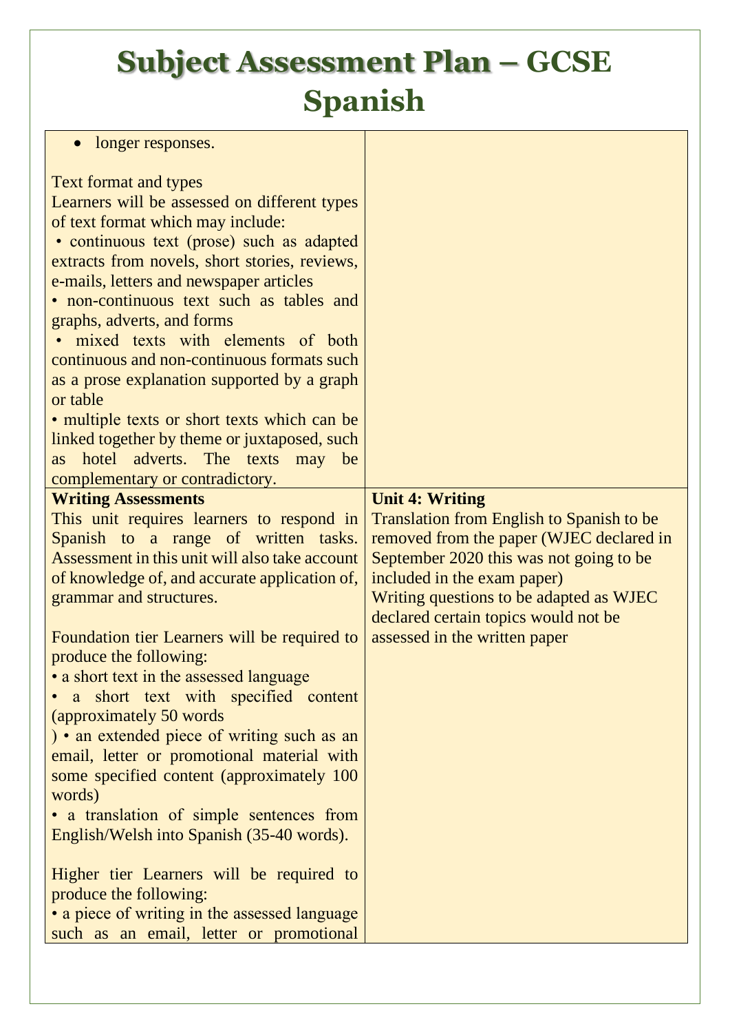# Subject Assessment Plan – GCSE Spanish

| | |
|---|---|
| • longer responses.<br><br>Text format and types<br>Learners will be assessed on different types of text format which may include:<br>• continuous text (prose) such as adapted extracts from novels, short stories, reviews, e-mails, letters and newspaper articles<br>• non-continuous text such as tables and graphs, adverts, and forms<br>• mixed texts with elements of both continuous and non-continuous formats such as a prose explanation supported by a graph or table<br>• multiple texts or short texts which can be linked together by theme or juxtaposed, such as hotel adverts. The texts may be complementary or contradictory. | |
| **Writing Assessments**<br>This unit requires learners to respond in Spanish to a range of written tasks. Assessment in this unit will also take account of knowledge of, and accurate application of, grammar and structures.<br><br>Foundation tier Learners will be required to produce the following:<br>• a short text in the assessed language<br>• a short text with specified content (approximately 50 words<br>) • an extended piece of writing such as an email, letter or promotional material with some specified content (approximately 100 words)<br>• a translation of simple sentences from English/Welsh into Spanish (35-40 words).<br><br>Higher tier Learners will be required to produce the following:<br>• a piece of writing in the assessed language such as an email, letter or promotional | **Unit 4: Writing**<br>Translation from English to Spanish to be removed from the paper (WJEC declared in September 2020 this was not going to be included in the exam paper)<br>Writing questions to be adapted as WJEC declared certain topics would not be assessed in the written paper |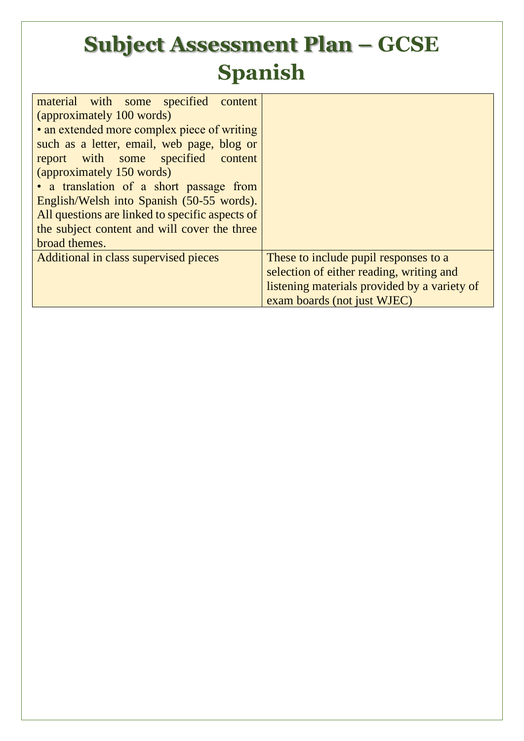# Subject Assessment Plan – GCSE Spanish

| | |
|---|---|
| material with some specified content (approximately 100 words)<br>• an extended more complex piece of writing such as a letter, email, web page, blog or report with some specified content (approximately 150 words)<br>• a translation of a short passage from English/Welsh into Spanish (50-55 words). All questions are linked to specific aspects of the subject content and will cover the three broad themes. | |
| Additional in class supervised pieces | These to include pupil responses to a selection of either reading, writing and listening materials provided by a variety of exam boards (not just WJEC) |